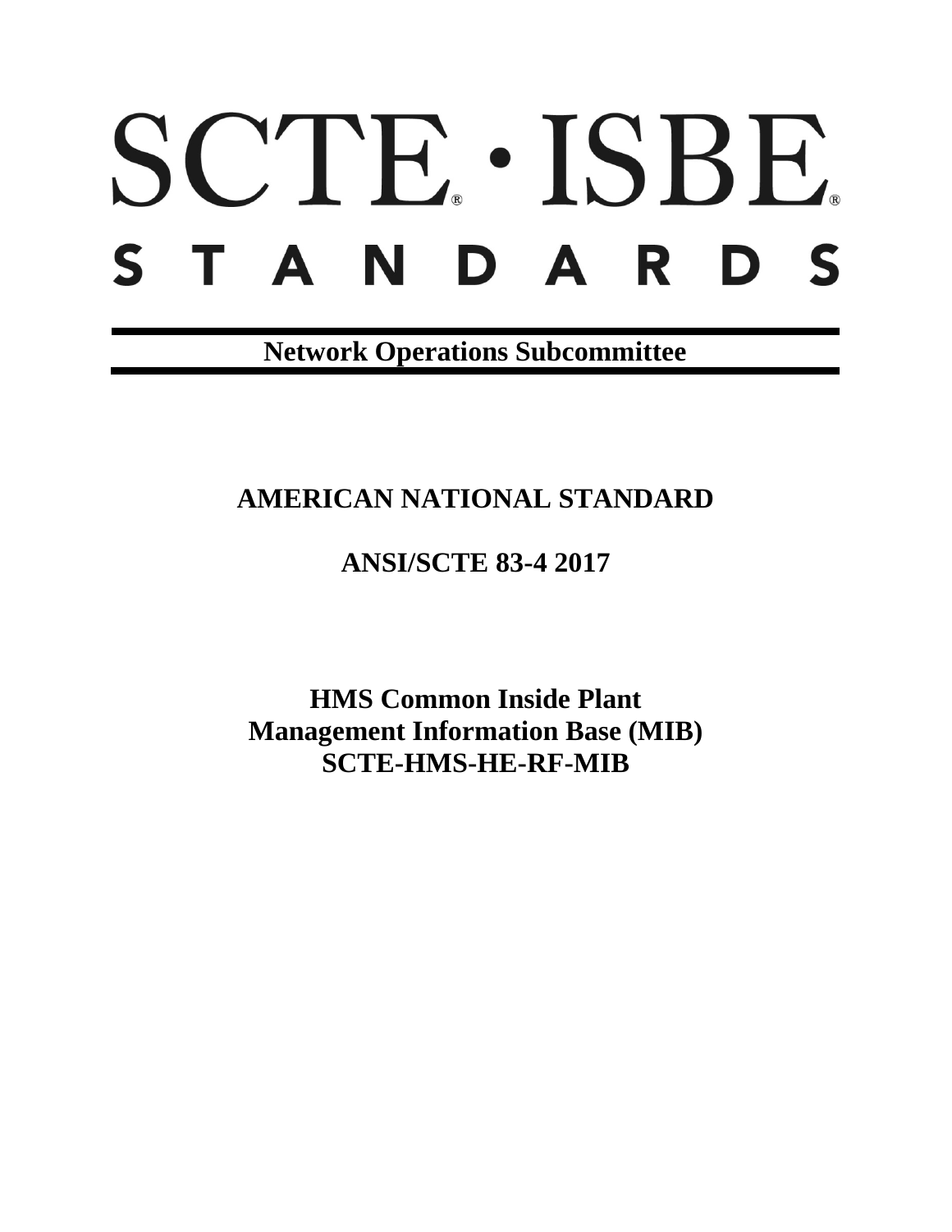# SCTE · ISBE STANDARDS

**Network Operations Subcommittee**

## AMERICAN NATIONAL STANDARD

## ANSI/SCTE 83-4 2017

# HMS Common Inside Plant Management Information Base (MIB) SCTE-HMS-HE-RF-MIB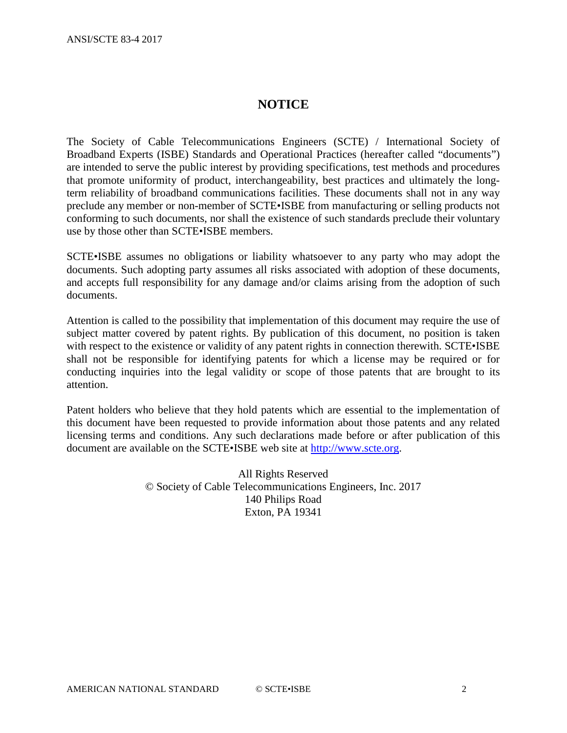# NOTICE

The Society of Cable Telecommunications Engineers (SCTE) / International Society of Broadband Experts (ISBE) Standards and Operational Practices (hereafter called "documents") are intended to serve the public interest by providing specifications, test methods and procedures that promote uniformity of product, interchangeability, best practices and ultimately the long-term reliability of broadband communications facilities. These documents shall not in any way preclude any member or non-member of SCTE•ISBE from manufacturing or selling products not conforming to such documents, nor shall the existence of such standards preclude their voluntary use by those other than SCTE•ISBE members.

SCTE•ISBE assumes no obligations or liability whatsoever to any party who may adopt the documents. Such adopting party assumes all risks associated with adoption of these documents, and accepts full responsibility for any damage and/or claims arising from the adoption of such documents.

Attention is called to the possibility that implementation of this document may require the use of subject matter covered by patent rights. By publication of this document, no position is taken with respect to the existence or validity of any patent rights in connection therewith. SCTE•ISBE shall not be responsible for identifying patents for which a license may be required or for conducting inquiries into the legal validity or scope of those patents that are brought to its attention.

Patent holders who believe that they hold patents which are essential to the implementation of this document have been requested to provide information about those patents and any related licensing terms and conditions. Any such declarations made before or after publication of this document are available on the SCTE•ISBE web site at [http://www.scte.org](http://www.scte.org).

All Rights Reserved
© Society of Cable Telecommunications Engineers, Inc. 2017
140 Philips Road
Exton, PA 19341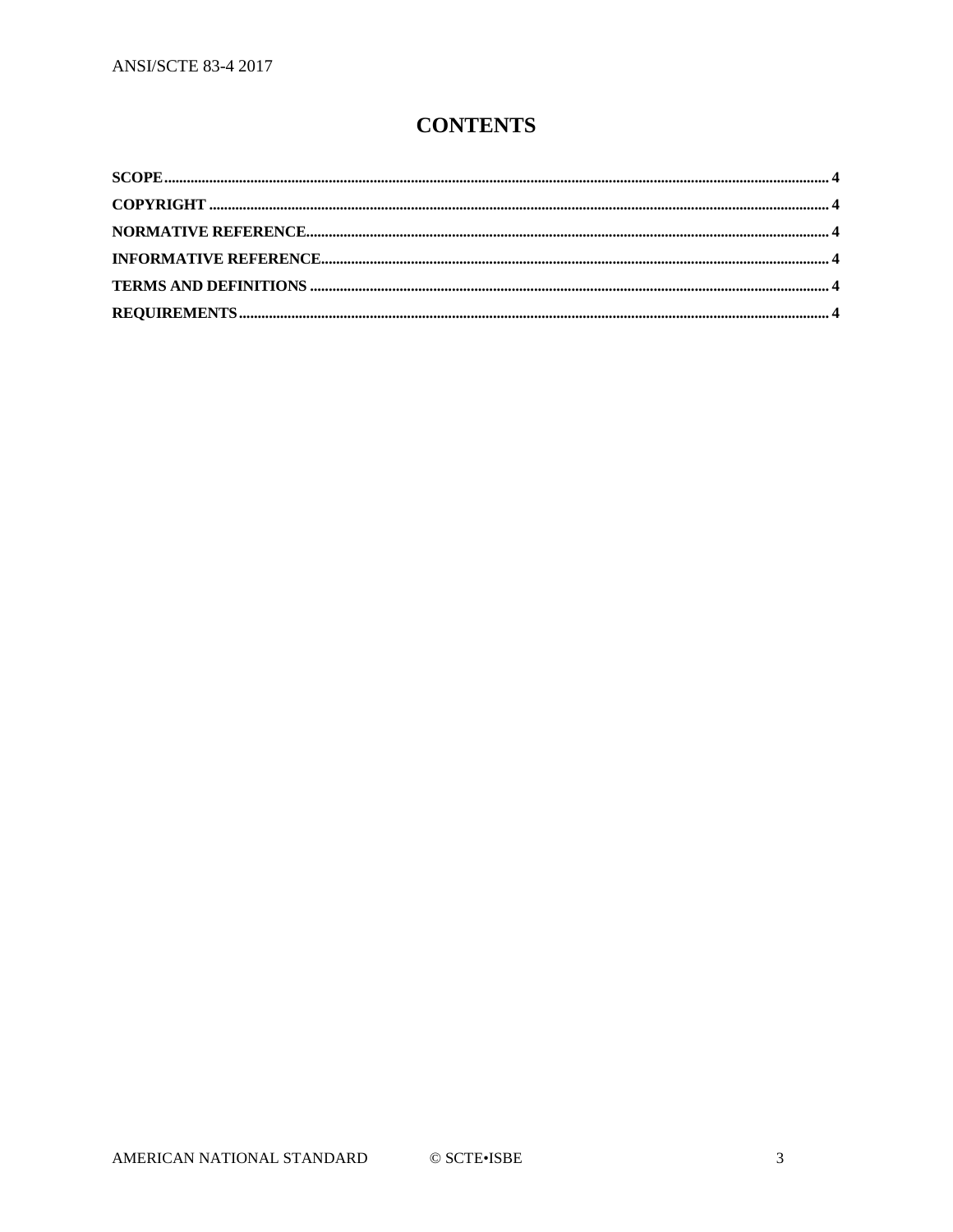# CONTENTS

**SCOPE** .......... 4
**COPYRIGHT** .......... 4
**NORMATIVE REFERENCE** .......... 4
**INFORMATIVE REFERENCE** .......... 4
**TERMS AND DEFINITIONS** .......... 4
**REQUIREMENTS** .......... 4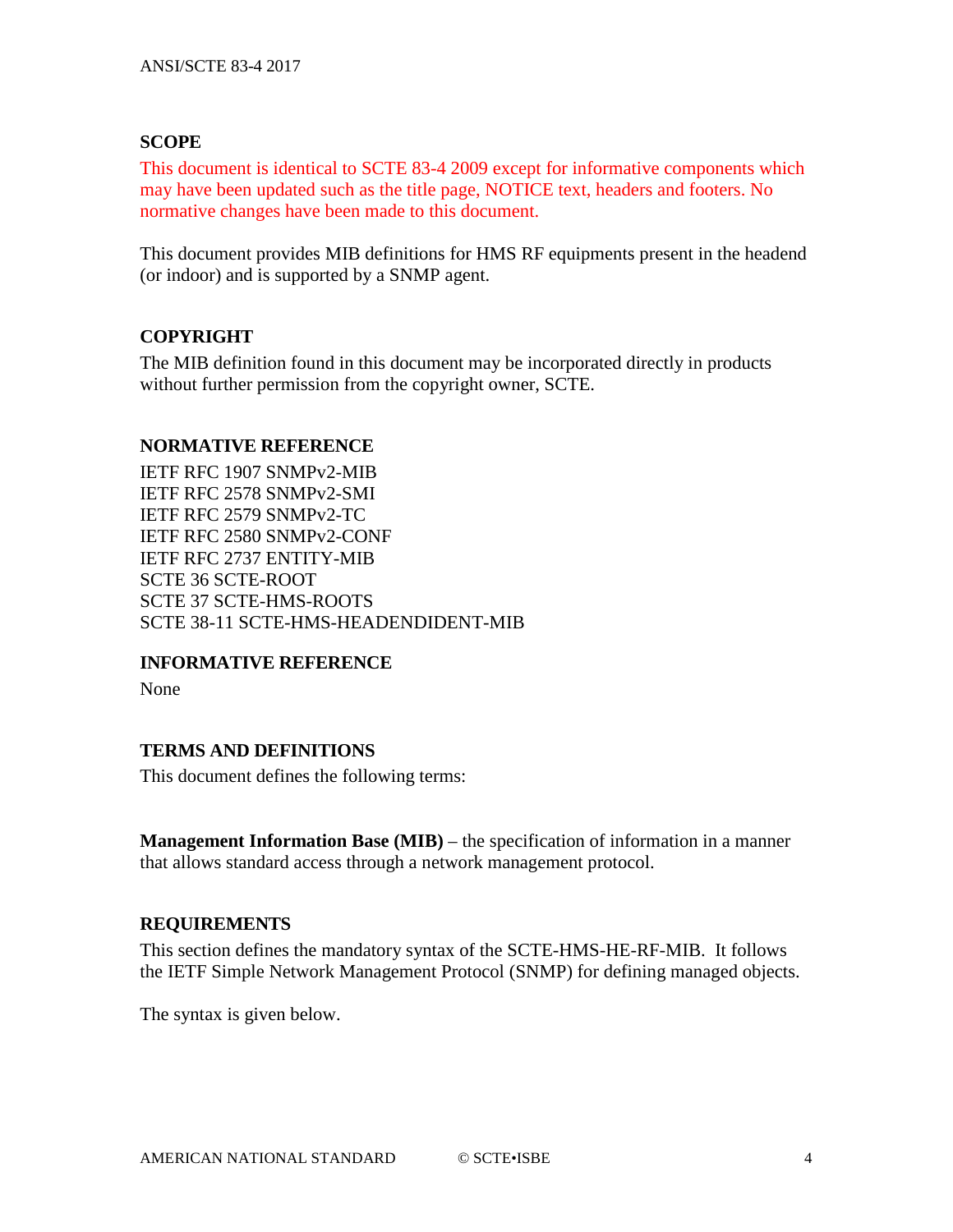## SCOPE

This document is identical to SCTE 83-4 2009 except for informative components which may have been updated such as the title page, NOTICE text, headers and footers. No normative changes have been made to this document.

This document provides MIB definitions for HMS RF equipments present in the headend (or indoor) and is supported by a SNMP agent.

## COPYRIGHT

The MIB definition found in this document may be incorporated directly in products without further permission from the copyright owner, SCTE.

## NORMATIVE REFERENCE

IETF RFC 1907 SNMPv2-MIB
IETF RFC 2578 SNMPv2-SMI
IETF RFC 2579 SNMPv2-TC
IETF RFC 2580 SNMPv2-CONF
IETF RFC 2737 ENTITY-MIB
SCTE 36 SCTE-ROOT
SCTE 37 SCTE-HMS-ROOTS
SCTE 38-11 SCTE-HMS-HEADENDIDENT-MIB

## INFORMATIVE REFERENCE

None

## TERMS AND DEFINITIONS

This document defines the following terms:

**Management Information Base (MIB)** – the specification of information in a manner that allows standard access through a network management protocol.

## REQUIREMENTS

This section defines the mandatory syntax of the SCTE-HMS-HE-RF-MIB. It follows the IETF Simple Network Management Protocol (SNMP) for defining managed objects.

The syntax is given below.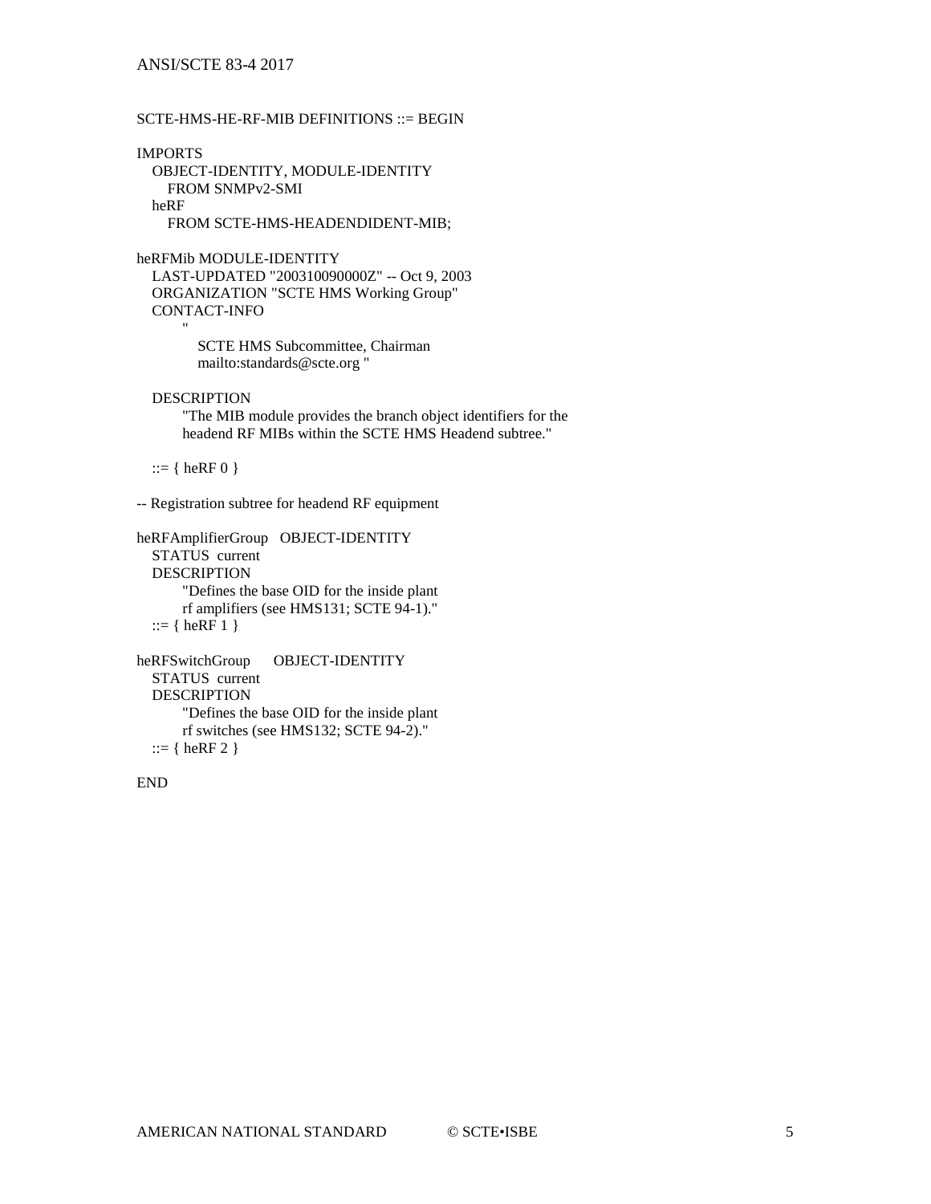```
SCTE-HMS-HE-RF-MIB DEFINITIONS ::= BEGIN

IMPORTS
   OBJECT-IDENTITY, MODULE-IDENTITY
      FROM SNMPv2-SMI
   heRF
      FROM SCTE-HMS-HEADENDIDENT-MIB;

heRFMib MODULE-IDENTITY
   LAST-UPDATED "200310090000Z" -- Oct 9, 2003
   ORGANIZATION "SCTE HMS Working Group"
   CONTACT-INFO
        "
           SCTE HMS Subcommittee, Chairman
           mailto:standards@scte.org "

   DESCRIPTION
        "The MIB module provides the branch object identifiers for the
        headend RF MIBs within the SCTE HMS Headend subtree."

   ::= { heRF 0 }

-- Registration subtree for headend RF equipment

heRFAmplifierGroup   OBJECT-IDENTITY
   STATUS  current
   DESCRIPTION
        "Defines the base OID for the inside plant
        rf amplifiers (see HMS131; SCTE 94-1)."
   ::= { heRF 1 }

heRFSwitchGroup      OBJECT-IDENTITY
   STATUS  current
   DESCRIPTION
        "Defines the base OID for the inside plant
        rf switches (see HMS132; SCTE 94-2)."
   ::= { heRF 2 }

END
```